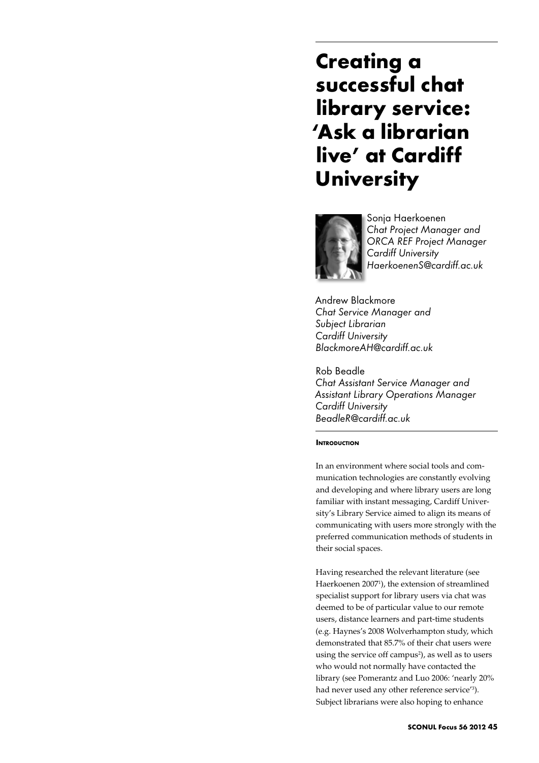# Creating a successful chat library service: 'Ask a librarian live' at Cardiff University

Sonja Haerkoenen
*Chat Project Manager and ORCA REF Project Manager*
*Cardiff University*
*HaerkoenenS@cardiff.ac.uk*

Andrew Blackmore
*Chat Service Manager and Subject Librarian*
*Cardiff University*
*BlackmoreAH@cardiff.ac.uk*

Rob Beadle
*Chat Assistant Service Manager and Assistant Library Operations Manager*
*Cardiff University*
*BeadleR@cardiff.ac.uk*

## Introduction

In an environment where social tools and communication technologies are constantly evolving and developing and where library users are long familiar with instant messaging, Cardiff University's Library Service aimed to align its means of communicating with users more strongly with the preferred communication methods of students in their social spaces.

Having researched the relevant literature (see Haerkoenen 2007[1]), the extension of streamlined specialist support for library users via chat was deemed to be of particular value to our remote users, distance learners and part-time students (e.g. Haynes's 2008 Wolverhampton study, which demonstrated that 85.7% of their chat users were using the service off campus[2]), as well as to users who would not normally have contacted the library (see Pomerantz and Luo 2006: 'nearly 20% had never used any other reference service'[3]). Subject librarians were also hoping to enhance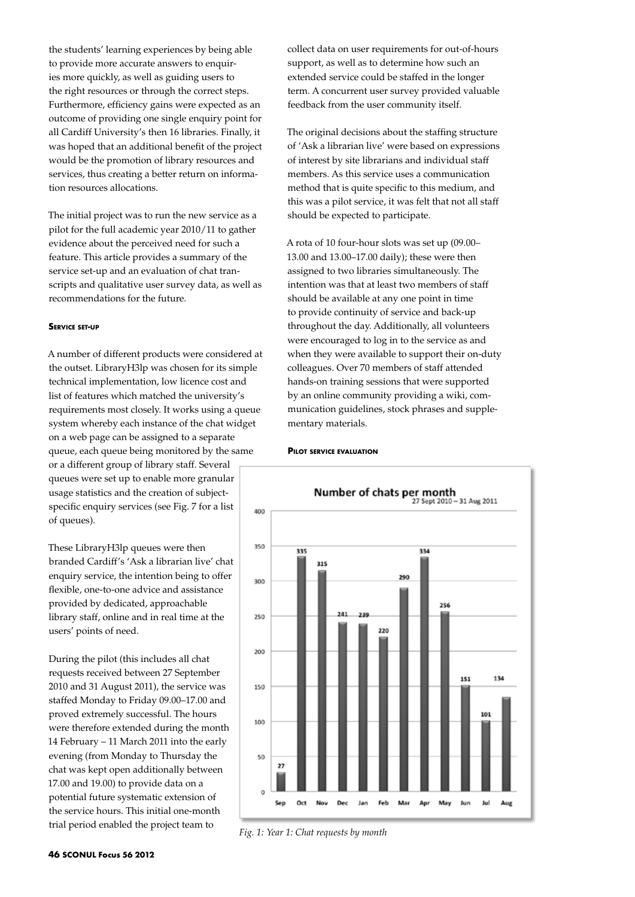the students' learning experiences by being able to provide more accurate answers to enquiries more quickly, as well as guiding users to the right resources or through the correct steps. Furthermore, efficiency gains were expected as an outcome of providing one single enquiry point for all Cardiff University's then 16 libraries. Finally, it was hoped that an additional benefit of the project would be the promotion of library resources and services, thus creating a better return on information resources allocations.

The initial project was to run the new service as a pilot for the full academic year 2010/11 to gather evidence about the perceived need for such a feature. This article provides a summary of the service set-up and an evaluation of chat transcripts and qualitative user survey data, as well as recommendations for the future.

### Service set-up

A number of different products were considered at the outset. LibraryH3lp was chosen for its simple technical implementation, low licence cost and list of features which matched the university's requirements most closely. It works using a queue system whereby each instance of the chat widget on a web page can be assigned to a separate queue, each queue being monitored by the same or a different group of library staff. Several queues were set up to enable more granular usage statistics and the creation of subject-specific enquiry services (see Fig. 7 for a list of queues).

These LibraryH3lp queues were then branded Cardiff's 'Ask a librarian live' chat enquiry service, the intention being to offer flexible, one-to-one advice and assistance provided by dedicated, approachable library staff, online and in real time at the users' points of need.

During the pilot (this includes all chat requests received between 27 September 2010 and 31 August 2011), the service was staffed Monday to Friday 09.00–17.00 and proved extremely successful. The hours were therefore extended during the month 14 February – 11 March 2011 into the early evening (from Monday to Thursday the chat was kept open additionally between 17.00 and 19.00) to provide data on a potential future systematic extension of the service hours. This initial one-month trial period enabled the project team to collect data on user requirements for out-of-hours support, as well as to determine how such an extended service could be staffed in the longer term. A concurrent user survey provided valuable feedback from the user community itself.

The original decisions about the staffing structure of 'Ask a librarian live' were based on expressions of interest by site librarians and individual staff members. As this service uses a communication method that is quite specific to this medium, and this was a pilot service, it was felt that not all staff should be expected to participate.

A rota of 10 four-hour slots was set up (09.00–13.00 and 13.00–17.00 daily); these were then assigned to two libraries simultaneously. The intention was that at least two members of staff should be available at any one point in time to provide continuity of service and back-up throughout the day. Additionally, all volunteers were encouraged to log in to the service as and when they were available to support their on-duty colleagues. Over 70 members of staff attended hands-on training sessions that were supported by an online community providing a wiki, communication guidelines, stock phrases and supplementary materials.

### Pilot service evaluation

**Number of chats per month**
27 Sept 2010 – 31 Aug 2011

| Sep | Oct | Nov | Dec | Jan | Feb | Mar | Apr | May | Jun | Jul | Aug |
|---|---|---|---|---|---|---|---|---|---|---|---|
| 27 | 335 | 315 | 241 | 239 | 220 | 290 | 334 | 256 | 151 | 101 | 134 |

*Fig. 1: Year 1: Chat requests by month*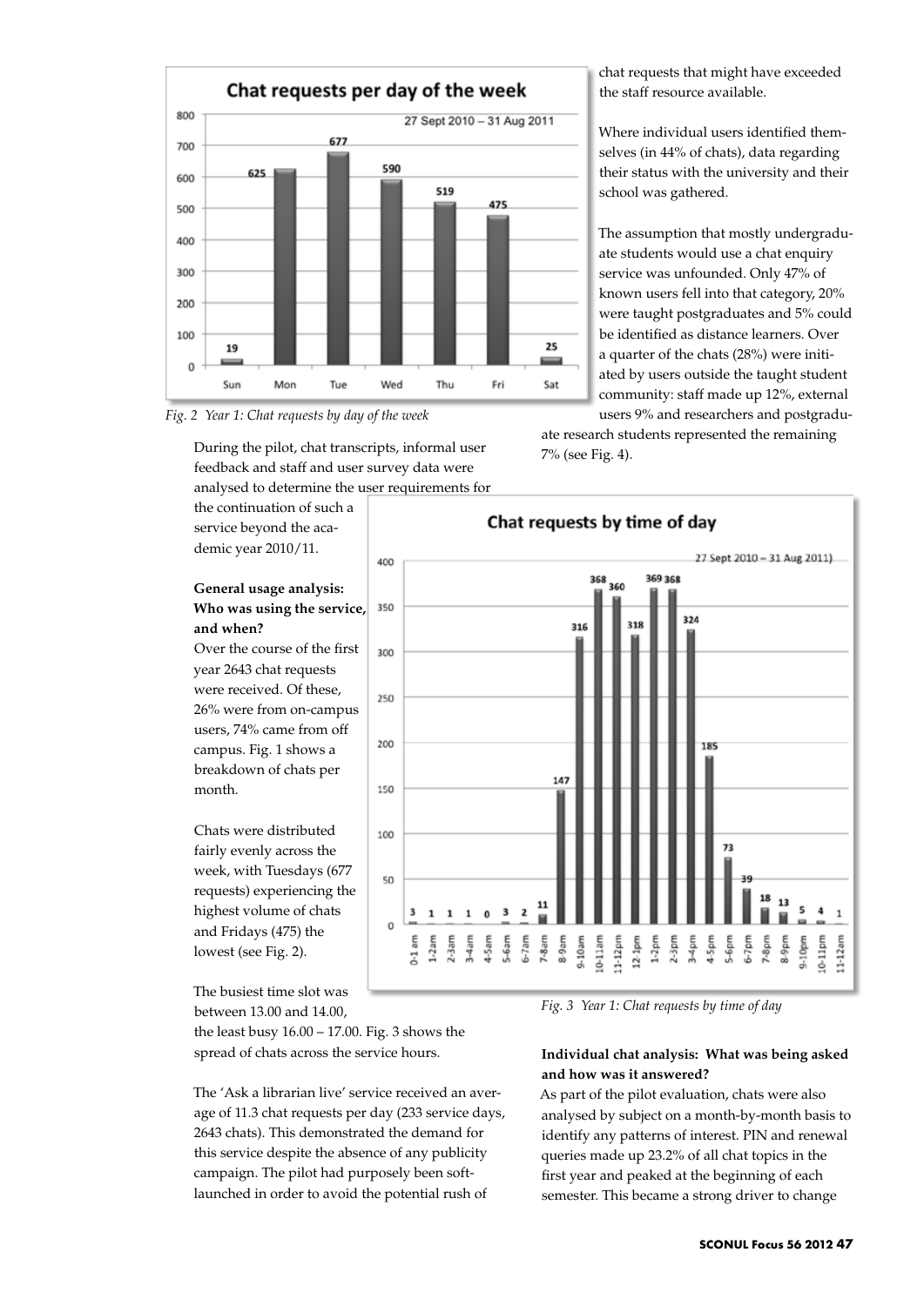Fig. 2 Year 1: Chat requests by day of the week

During the pilot, chat transcripts, informal user feedback and staff and user survey data were analysed to determine the user requirements for the continuation of such a service beyond the academic year 2010/11.

**General usage analysis: Who was using the service, and when?**

Over the course of the first year 2643 chat requests were received. Of these, 26% were from on-campus users, 74% came from off campus. Fig. 1 shows a breakdown of chats per month.

Chats were distributed fairly evenly across the week, with Tuesdays (677 requests) experiencing the highest volume of chats and Fridays (475) the lowest (see Fig. 2).

The busiest time slot was between 13.00 and 14.00, the least busy 16.00 – 17.00. Fig. 3 shows the spread of chats across the service hours.

The 'Ask a librarian live' service received an average of 11.3 chat requests per day (233 service days, 2643 chats). This demonstrated the demand for this service despite the absence of any publicity campaign. The pilot had purposely been soft-launched in order to avoid the potential rush of chat requests that might have exceeded the staff resource available.

Where individual users identified themselves (in 44% of chats), data regarding their status with the university and their school was gathered.

The assumption that mostly undergraduate students would use a chat enquiry service was unfounded. Only 47% of known users fell into that category, 20% were taught postgraduates and 5% could be identified as distance learners. Over a quarter of the chats (28%) were initiated by users outside the taught student community: staff made up 12%, external users 9% and researchers and postgraduate research students represented the remaining 7% (see Fig. 4).

Fig. 3 Year 1: Chat requests by time of day

**Individual chat analysis: What was being asked and how was it answered?**

As part of the pilot evaluation, chats were also analysed by subject on a month-by-month basis to identify any patterns of interest. PIN and renewal queries made up 23.2% of all chat topics in the first year and peaked at the beginning of each semester. This became a strong driver to change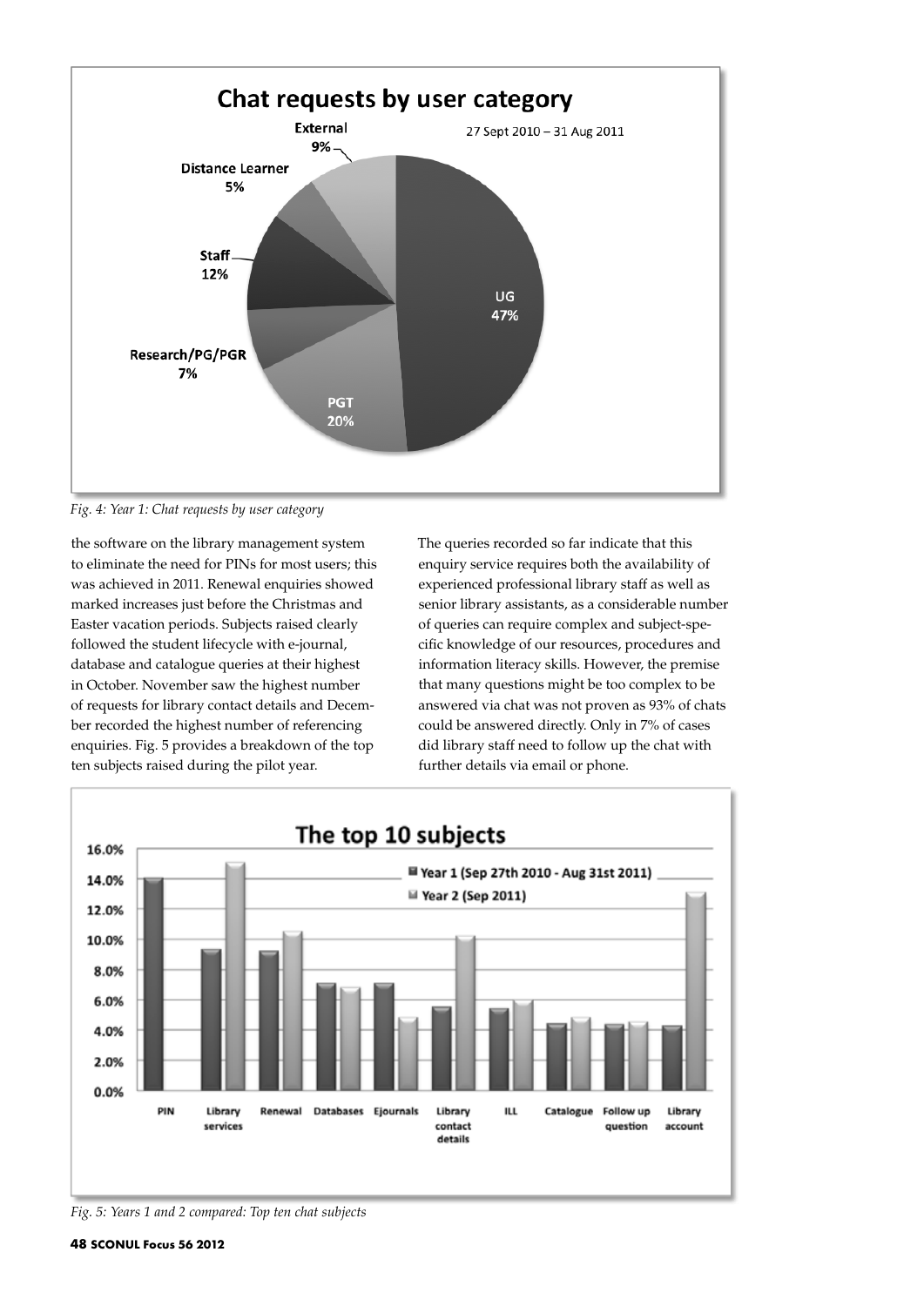*Fig. 4: Year 1: Chat requests by user category*

the software on the library management system to eliminate the need for PINs for most users; this was achieved in 2011. Renewal enquiries showed marked increases just before the Christmas and Easter vacation periods. Subjects raised clearly followed the student lifecycle with e-journal, database and catalogue queries at their highest in October. November saw the highest number of requests for library contact details and December recorded the highest number of referencing enquiries. Fig. 5 provides a breakdown of the top ten subjects raised during the pilot year.

The queries recorded so far indicate that this enquiry service requires both the availability of experienced professional library staff as well as senior library assistants, as a considerable number of queries can require complex and subject-specific knowledge of our resources, procedures and information literacy skills. However, the premise that many questions might be too complex to be answered via chat was not proven as 93% of chats could be answered directly. Only in 7% of cases did library staff need to follow up the chat with further details via email or phone.

*Fig. 5: Years 1 and 2 compared: Top ten chat subjects*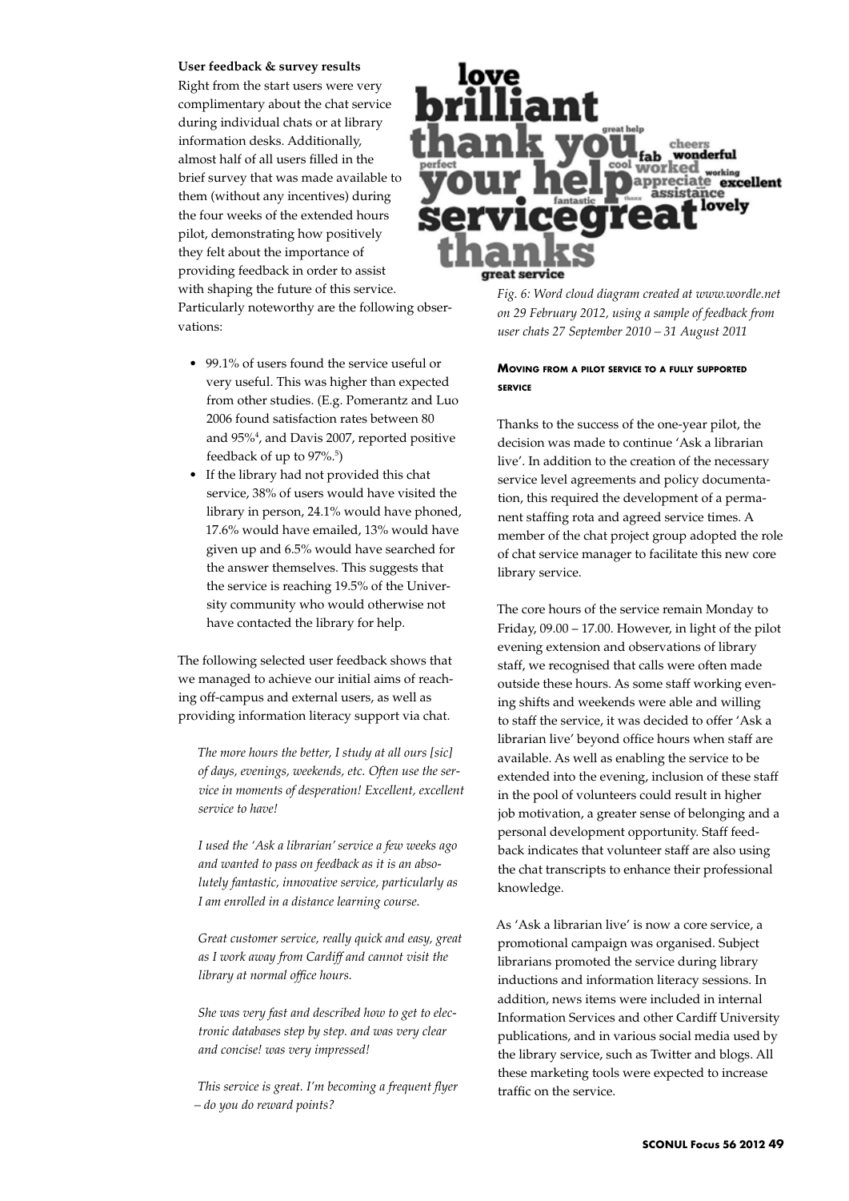**User feedback & survey results**

Right from the start users were very complimentary about the chat service during individual chats or at library information desks. Additionally, almost half of all users filled in the brief survey that was made available to them (without any incentives) during the four weeks of the extended hours pilot, demonstrating how positively they felt about the importance of providing feedback in order to assist with shaping the future of this service. Particularly noteworthy are the following observations:

- 99.1% of users found the service useful or very useful. This was higher than expected from other studies. (E.g. Pomerantz and Luo 2006 found satisfaction rates between 80 and 95%[4], and Davis 2007, reported positive feedback of up to 97%.[5])
- If the library had not provided this chat service, 38% of users would have visited the library in person, 24.1% would have phoned, 17.6% would have emailed, 13% would have given up and 6.5% would have searched for the answer themselves. This suggests that the service is reaching 19.5% of the University community who would otherwise not have contacted the library for help.

The following selected user feedback shows that we managed to achieve our initial aims of reaching off-campus and external users, as well as providing information literacy support via chat.

*The more hours the better, I study at all ours [sic] of days, evenings, weekends, etc. Often use the service in moments of desperation! Excellent, excellent service to have!*

*I used the 'Ask a librarian' service a few weeks ago and wanted to pass on feedback as it is an absolutely fantastic, innovative service, particularly as I am enrolled in a distance learning course.*

*Great customer service, really quick and easy, great as I work away from Cardiff and cannot visit the library at normal office hours.*

*She was very fast and described how to get to electronic databases step by step. and was very clear and concise! was very impressed!*

*This service is great. I'm becoming a frequent flyer – do you do reward points?*

*Fig. 6: Word cloud diagram created at www.wordle.net on 29 February 2012, using a sample of feedback from user chats 27 September 2010 – 31 August 2011*

### Moving from a pilot service to a fully supported service

Thanks to the success of the one-year pilot, the decision was made to continue 'Ask a librarian live'. In addition to the creation of the necessary service level agreements and policy documentation, this required the development of a permanent staffing rota and agreed service times. A member of the chat project group adopted the role of chat service manager to facilitate this new core library service.

The core hours of the service remain Monday to Friday, 09.00 – 17.00. However, in light of the pilot evening extension and observations of library staff, we recognised that calls were often made outside these hours. As some staff working evening shifts and weekends were able and willing to staff the service, it was decided to offer 'Ask a librarian live' beyond office hours when staff are available. As well as enabling the service to be extended into the evening, inclusion of these staff in the pool of volunteers could result in higher job motivation, a greater sense of belonging and a personal development opportunity. Staff feedback indicates that volunteer staff are also using the chat transcripts to enhance their professional knowledge.

As 'Ask a librarian live' is now a core service, a promotional campaign was organised. Subject librarians promoted the service during library inductions and information literacy sessions. In addition, news items were included in internal Information Services and other Cardiff University publications, and in various social media used by the library service, such as Twitter and blogs. All these marketing tools were expected to increase traffic on the service.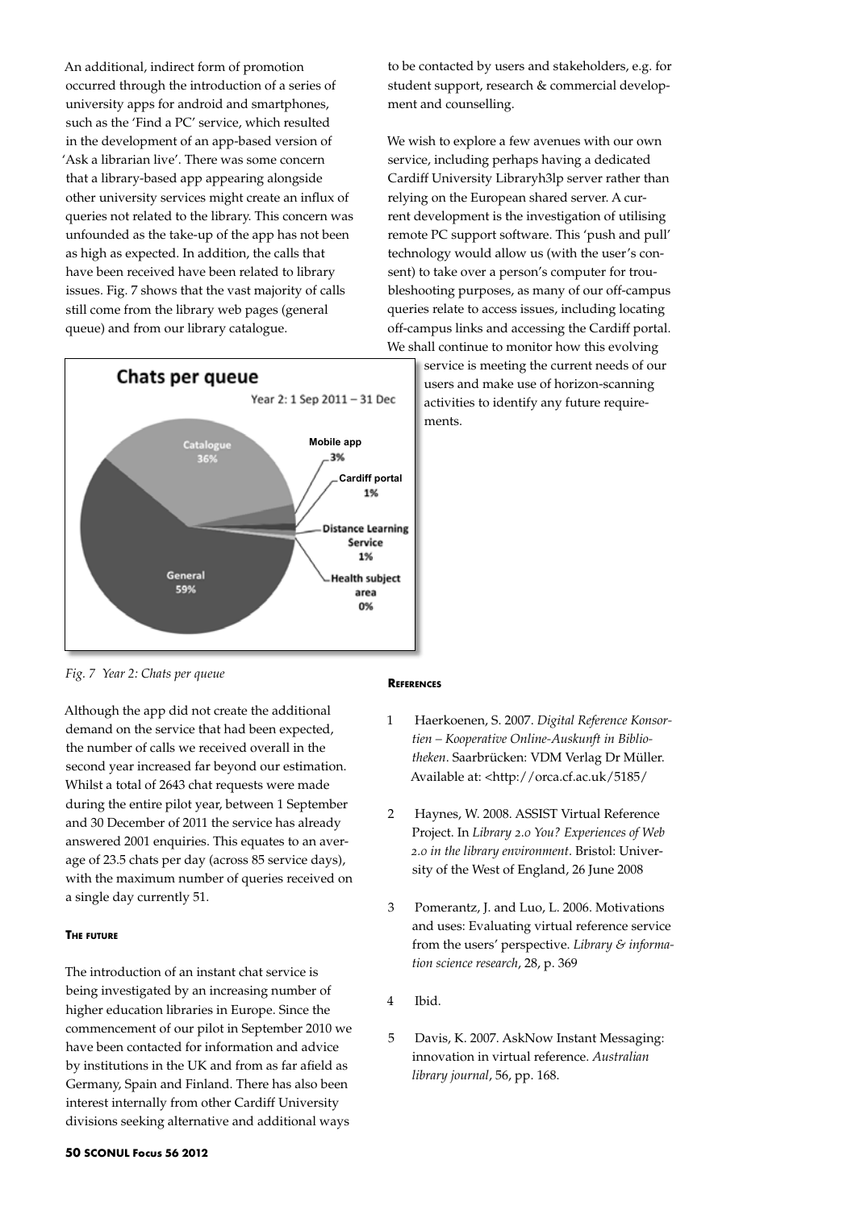An additional, indirect form of promotion occurred through the introduction of a series of university apps for android and smartphones, such as the 'Find a PC' service, which resulted in the development of an app-based version of 'Ask a librarian live'. There was some concern that a library-based app appearing alongside other university services might create an influx of queries not related to the library. This concern was unfounded as the take-up of the app has not been as high as expected. In addition, the calls that have been received have been related to library issues. Fig. 7 shows that the vast majority of calls still come from the library web pages (general queue) and from our library catalogue.

Chats per queue

Year 2: 1 Sep 2011 – 31 Dec

Catalogue 36%

Mobile app 3%

Cardiff portal 1%

Distance Learning Service 1%

Health subject area 0%

General 59%

*Fig. 7 Year 2: Chats per queue*

Although the app did not create the additional demand on the service that had been expected, the number of calls we received overall in the second year increased far beyond our estimation. Whilst a total of 2643 chat requests were made during the entire pilot year, between 1 September and 30 December of 2011 the service has already answered 2001 enquiries. This equates to an average of 23.5 chats per day (across 85 service days), with the maximum number of queries received on a single day currently 51.

### The future

The introduction of an instant chat service is being investigated by an increasing number of higher education libraries in Europe. Since the commencement of our pilot in September 2010 we have been contacted for information and advice by institutions in the UK and from as far afield as Germany, Spain and Finland. There has also been interest internally from other Cardiff University divisions seeking alternative and additional ways to be contacted by users and stakeholders, e.g. for student support, research & commercial development and counselling.

We wish to explore a few avenues with our own service, including perhaps having a dedicated Cardiff University Libraryh3lp server rather than relying on the European shared server. A current development is the investigation of utilising remote PC support software. This 'push and pull' technology would allow us (with the user's consent) to take over a person's computer for troubleshooting purposes, as many of our off-campus queries relate to access issues, including locating off-campus links and accessing the Cardiff portal. We shall continue to monitor how this evolving service is meeting the current needs of our users and make use of horizon-scanning activities to identify any future requirements.

### References

1. Haerkoenen, S. 2007. *Digital Reference Konsortien – Kooperative Online-Auskunft in Bibliotheken*. Saarbrücken: VDM Verlag Dr Müller. Available at: <http://orca.cf.ac.uk/5185/
2. Haynes, W. 2008. ASSIST Virtual Reference Project. In *Library 2.0 You? Experiences of Web 2.0 in the library environment*. Bristol: University of the West of England, 26 June 2008
3. Pomerantz, J. and Luo, L. 2006. Motivations and uses: Evaluating virtual reference service from the users' perspective. *Library & information science research*, 28, p. 369
4. Ibid.
5. Davis, K. 2007. AskNow Instant Messaging: innovation in virtual reference. *Australian library journal*, 56, pp. 168.